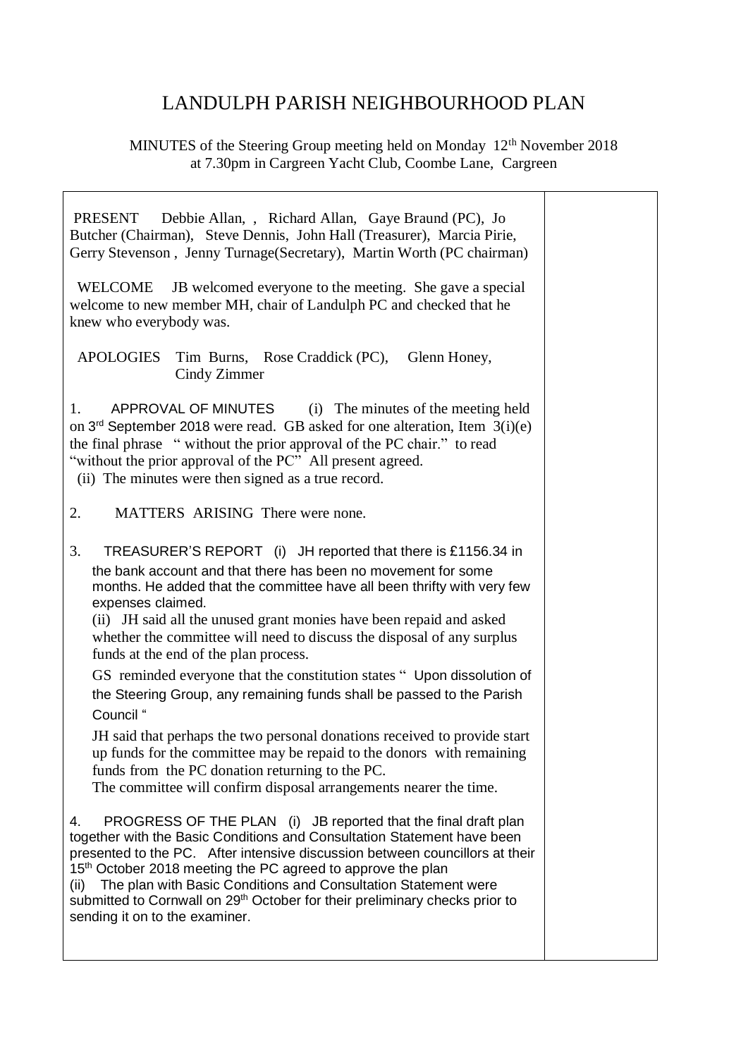# LANDULPH PARISH NEIGHBOURHOOD PLAN

MINUTES of the Steering Group meeting held on Monday 12th November 2018 at 7.30pm in Cargreen Yacht Club, Coombe Lane, Cargreen

PRESENT Debbie Allan, , Richard Allan, Gaye Braund (PC), Jo Butcher (Chairman), Steve Dennis, John Hall (Treasurer), Marcia Pirie, Gerry Stevenson , Jenny Turnage(Secretary), Martin Worth (PC chairman)

WELCOME JB welcomed everyone to the meeting. She gave a special welcome to new member MH, chair of Landulph PC and checked that he knew who everybody was.

APOLOGIES Tim Burns, Rose Craddick (PC), Glenn Honey, Cindy Zimmer

1. APPROVAL OF MINUTES (i) The minutes of the meeting held on 3rd September 2018 were read. GB asked for one alteration, Item 3(i)(e) the final phrase " without the prior approval of the PC chair." to read "without the prior approval of the PC" All present agreed.
(ii) The minutes were then signed as a true record.

2. MATTERS ARISING There were none.

3. TREASURER'S REPORT (i) JH reported that there is £1156.34 in the bank account and that there has been no movement for some months. He added that the committee have all been thrifty with very few expenses claimed.
(ii) JH said all the unused grant monies have been repaid and asked whether the committee will need to discuss the disposal of any surplus funds at the end of the plan process.
GS reminded everyone that the constitution states " Upon dissolution of the Steering Group, any remaining funds shall be passed to the Parish Council "
JH said that perhaps the two personal donations received to provide start up funds for the committee may be repaid to the donors with remaining funds from the PC donation returning to the PC.
The committee will confirm disposal arrangements nearer the time.

4. PROGRESS OF THE PLAN (i) JB reported that the final draft plan together with the Basic Conditions and Consultation Statement have been presented to the PC. After intensive discussion between councillors at their 15th October 2018 meeting the PC agreed to approve the plan
(ii) The plan with Basic Conditions and Consultation Statement were submitted to Cornwall on 29th October for their preliminary checks prior to sending it on to the examiner.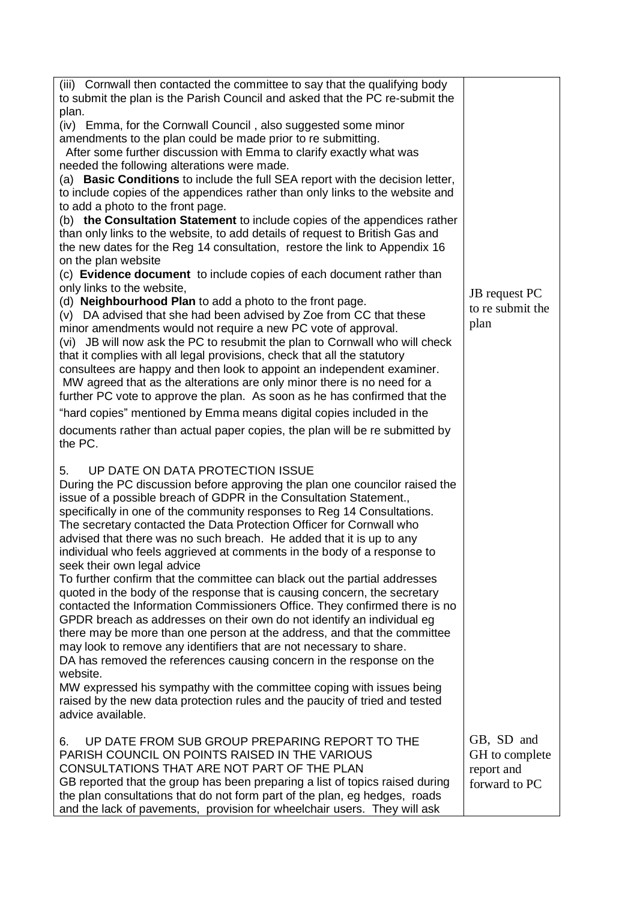| | |
|---|---|
| (iii) Cornwall then contacted the committee to say that the qualifying body to submit the plan is the Parish Council and asked that the PC re-submit the plan.<br>(iv) Emma, for the Cornwall Council , also suggested some minor amendments to the plan could be made prior to re submitting.<br>After some further discussion with Emma to clarify exactly what was needed the following alterations were made.<br>(a) **Basic Conditions** to include the full SEA report with the decision letter, to include copies of the appendices rather than only links to the website and to add a photo to the front page.<br>(b) **the Consultation Statement** to include copies of the appendices rather than only links to the website, to add details of request to British Gas and the new dates for the Reg 14 consultation, restore the link to Appendix 16 on the plan website<br>(c) **Evidence document** to include copies of each document rather than only links to the website,<br>(d) **Neighbourhood Plan** to add a photo to the front page.<br>(v) DA advised that she had been advised by Zoe from CC that these minor amendments would not require a new PC vote of approval.<br>(vi) JB will now ask the PC to resubmit the plan to Cornwall who will check that it complies with all legal provisions, check that all the statutory consultees are happy and then look to appoint an independent examiner.<br>MW agreed that as the alterations are only minor there is no need for a further PC vote to approve the plan. As soon as he has confirmed that the "hard copies" mentioned by Emma means digital copies included in the documents rather than actual paper copies, the plan will be re submitted by the PC.<br><br>5. UP DATE ON DATA PROTECTION ISSUE<br>During the PC discussion before approving the plan one councilor raised the issue of a possible breach of GDPR in the Consultation Statement., specifically in one of the community responses to Reg 14 Consultations. The secretary contacted the Data Protection Officer for Cornwall who advised that there was no such breach. He added that it is up to any individual who feels aggrieved at comments in the body of a response to seek their own legal advice<br>To further confirm that the committee can black out the partial addresses quoted in the body of the response that is causing concern, the secretary contacted the Information Commissioners Office. They confirmed there is no GPDR breach as addresses on their own do not identify an individual eg there may be more than one person at the address, and that the committee may look to remove any identifiers that are not necessary to share.<br>DA has removed the references causing concern in the response on the website.<br>MW expressed his sympathy with the committee coping with issues being raised by the new data protection rules and the paucity of tried and tested advice available. | JB request PC to re submit the plan |
| 6. UP DATE FROM SUB GROUP PREPARING REPORT TO THE PARISH COUNCIL ON POINTS RAISED IN THE VARIOUS CONSULTATIONS THAT ARE NOT PART OF THE PLAN<br>GB reported that the group has been preparing a list of topics raised during the plan consultations that do not form part of the plan, eg hedges, roads and the lack of pavements, provision for wheelchair users. They will ask | GB, SD and GH to complete report and forward to PC |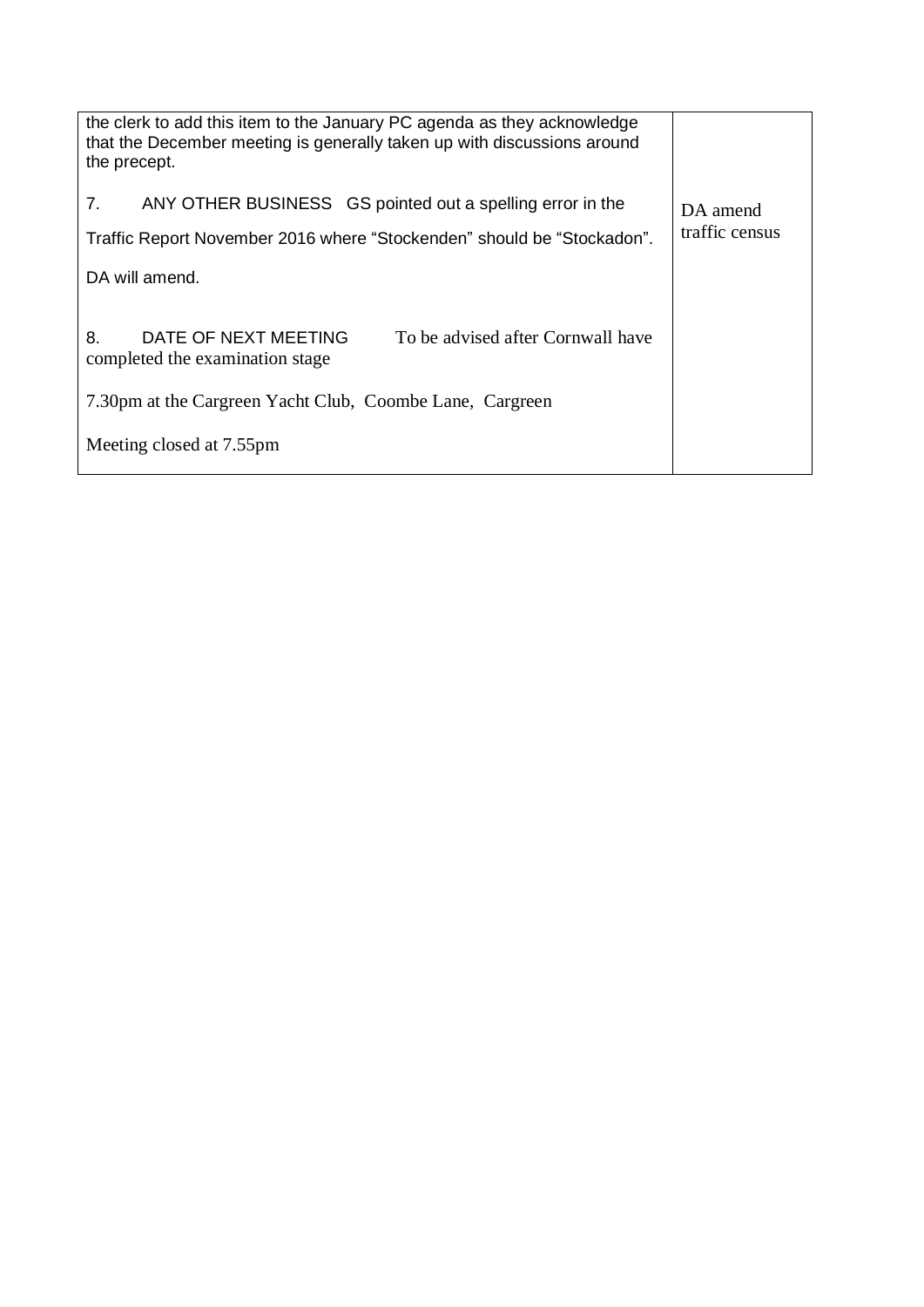| | |
|---|---|
| the clerk to add this item to the January PC agenda as they acknowledge that the December meeting is generally taken up with discussions around the precept.<br><br>7. ANY OTHER BUSINESS GS pointed out a spelling error in the Traffic Report November 2016 where "Stockenden" should be "Stockadon".<br><br>DA will amend.<br><br>8. DATE OF NEXT MEETING To be advised after Cornwall have completed the examination stage<br><br>7.30pm at the Cargreen Yacht Club, Coombe Lane, Cargreen<br><br>Meeting closed at 7.55pm | DA amend traffic census |